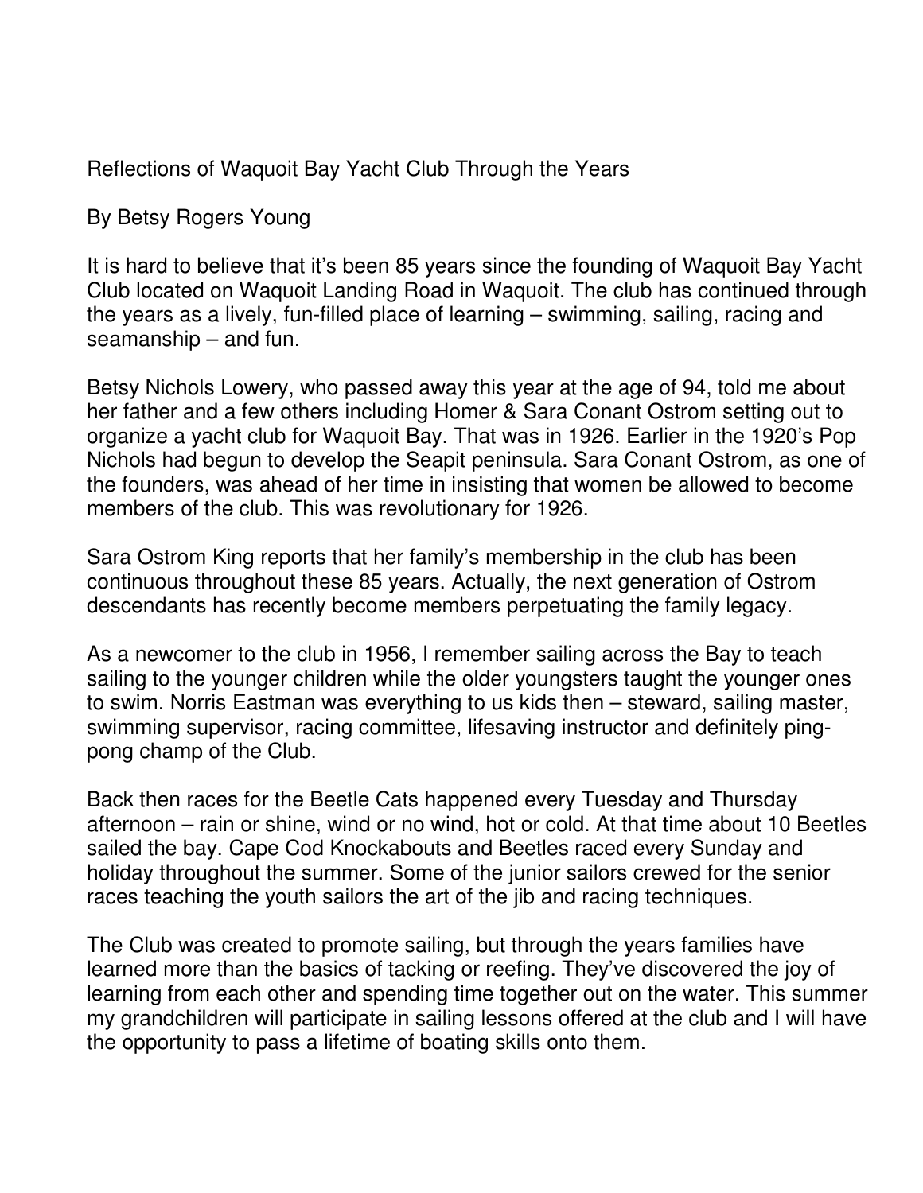# Reflections of Waquoit Bay Yacht Club Through the Years

By Betsy Rogers Young

It is hard to believe that it's been 85 years since the founding of Waquoit Bay Yacht Club located on Waquoit Landing Road in Waquoit. The club has continued through the years as a lively, fun-filled place of learning – swimming, sailing, racing and seamanship – and fun.

Betsy Nichols Lowery, who passed away this year at the age of 94, told me about her father and a few others including Homer & Sara Conant Ostrom setting out to organize a yacht club for Waquoit Bay. That was in 1926. Earlier in the 1920's Pop Nichols had begun to develop the Seapit peninsula. Sara Conant Ostrom, as one of the founders, was ahead of her time in insisting that women be allowed to become members of the club. This was revolutionary for 1926.

Sara Ostrom King reports that her family's membership in the club has been continuous throughout these 85 years. Actually, the next generation of Ostrom descendants has recently become members perpetuating the family legacy.

As a newcomer to the club in 1956, I remember sailing across the Bay to teach sailing to the younger children while the older youngsters taught the younger ones to swim. Norris Eastman was everything to us kids then – steward, sailing master, swimming supervisor, racing committee, lifesaving instructor and definitely ping-pong champ of the Club.

Back then races for the Beetle Cats happened every Tuesday and Thursday afternoon – rain or shine, wind or no wind, hot or cold. At that time about 10 Beetles sailed the bay. Cape Cod Knockabouts and Beetles raced every Sunday and holiday throughout the summer. Some of the junior sailors crewed for the senior races teaching the youth sailors the art of the jib and racing techniques.

The Club was created to promote sailing, but through the years families have learned more than the basics of tacking or reefing. They've discovered the joy of learning from each other and spending time together out on the water. This summer my grandchildren will participate in sailing lessons offered at the club and I will have the opportunity to pass a lifetime of boating skills onto them.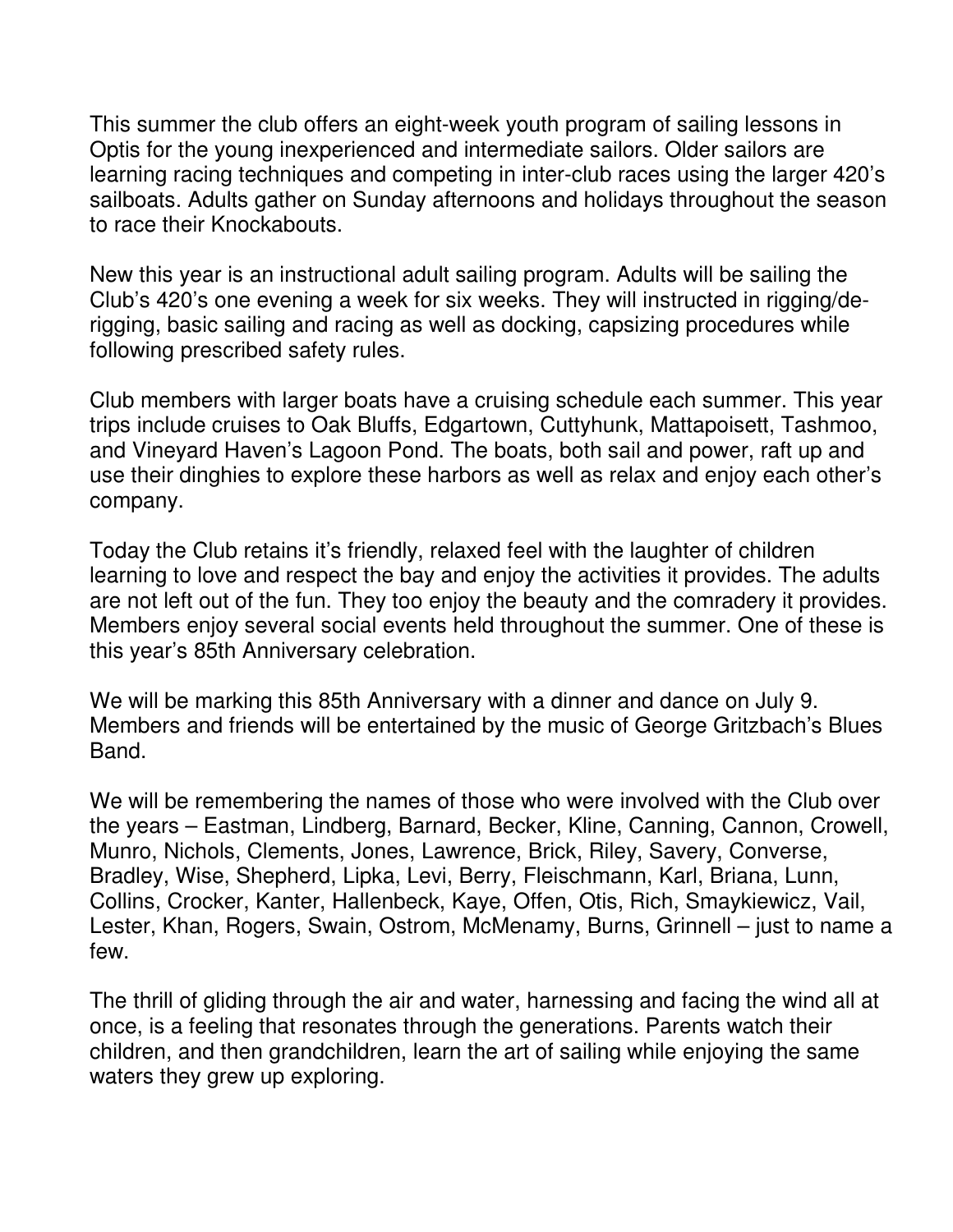This summer the club offers an eight-week youth program of sailing lessons in Optis for the young inexperienced and intermediate sailors. Older sailors are learning racing techniques and competing in inter-club races using the larger 420's sailboats. Adults gather on Sunday afternoons and holidays throughout the season to race their Knockabouts.

New this year is an instructional adult sailing program. Adults will be sailing the Club's 420's one evening a week for six weeks. They will instructed in rigging/de-rigging, basic sailing and racing as well as docking, capsizing procedures while following prescribed safety rules.

Club members with larger boats have a cruising schedule each summer. This year trips include cruises to Oak Bluffs, Edgartown, Cuttyhunk, Mattapoisett, Tashmoo, and Vineyard Haven's Lagoon Pond. The boats, both sail and power, raft up and use their dinghies to explore these harbors as well as relax and enjoy each other's company.

Today the Club retains it's friendly, relaxed feel with the laughter of children learning to love and respect the bay and enjoy the activities it provides. The adults are not left out of the fun. They too enjoy the beauty and the comradery it provides. Members enjoy several social events held throughout the summer. One of these is this year's 85th Anniversary celebration.

We will be marking this 85th Anniversary with a dinner and dance on July 9. Members and friends will be entertained by the music of George Gritzbach's Blues Band.

We will be remembering the names of those who were involved with the Club over the years – Eastman, Lindberg, Barnard, Becker, Kline, Canning, Cannon, Crowell, Munro, Nichols, Clements, Jones, Lawrence, Brick, Riley, Savery, Converse, Bradley, Wise, Shepherd, Lipka, Levi, Berry, Fleischmann, Karl, Briana, Lunn, Collins, Crocker, Kanter, Hallenbeck, Kaye, Offen, Otis, Rich, Smaykiewicz, Vail, Lester, Khan, Rogers, Swain, Ostrom, McMenamy, Burns, Grinnell – just to name a few.

The thrill of gliding through the air and water, harnessing and facing the wind all at once, is a feeling that resonates through the generations. Parents watch their children, and then grandchildren, learn the art of sailing while enjoying the same waters they grew up exploring.